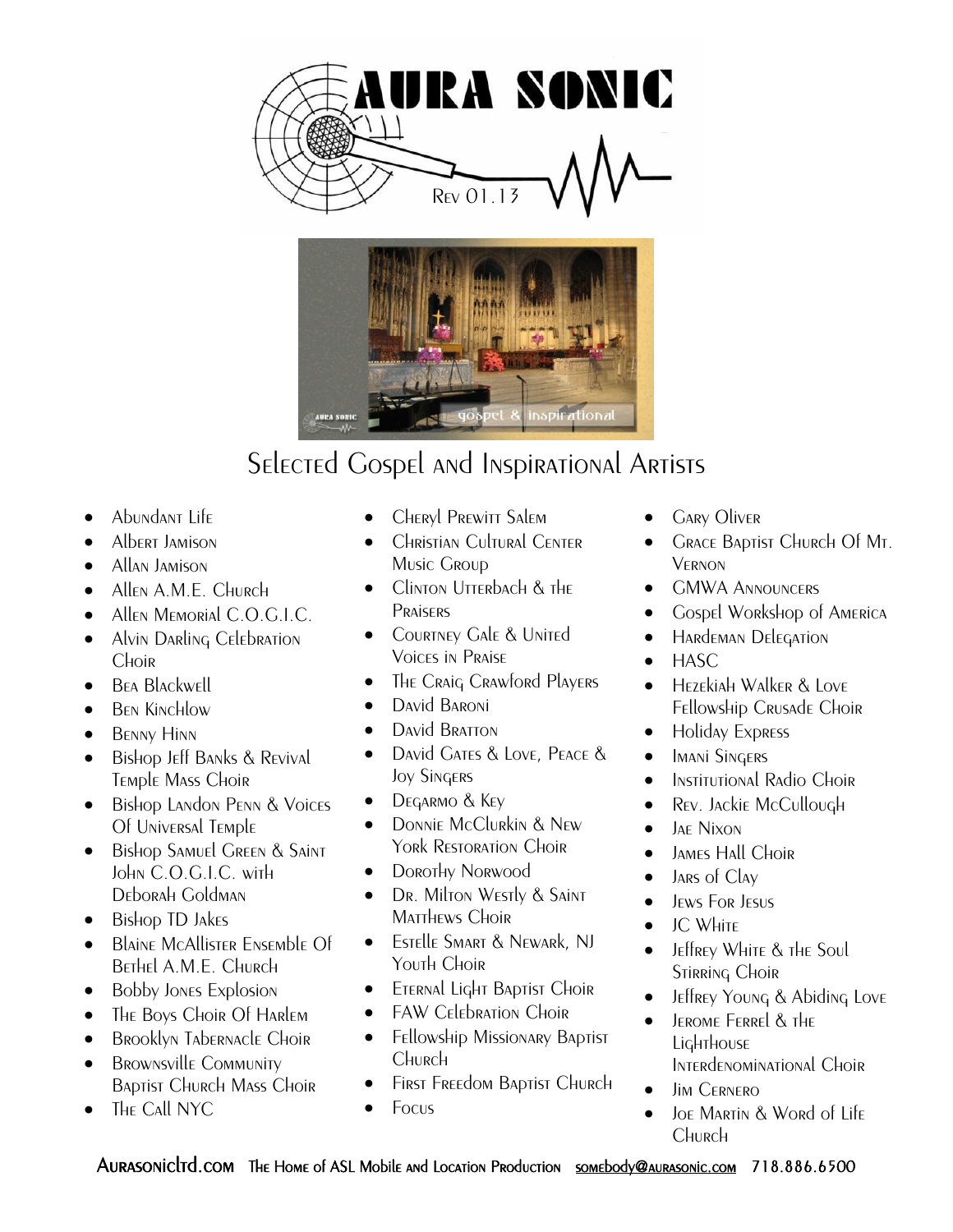# AURA SONIC

Rev 01.13

## Selected Gospel and Inspirational Artists

- Abundant Life
- Albert Jamison
- Allan Jamison
- Allen A.M.E. Church
- Allen Memorial C.O.G.I.C.
- Alvin Darling Celebration Choir
- Bea Blackwell
- Ben Kinchlow
- Benny Hinn
- Bishop Jeff Banks & Revival Temple Mass Choir
- Bishop Landon Penn & Voices Of Universal Temple
- Bishop Samuel Green & Saint John C.O.G.I.C. with Deborah Goldman
- Bishop TD Jakes
- Blaine McAllister Ensemble Of Bethel A.M.E. Church
- Bobby Jones Explosion
- The Boys Choir Of Harlem
- Brooklyn Tabernacle Choir
- Brownsville Community Baptist Church Mass Choir
- The Call NYC
- Cheryl Prewitt Salem
- Christian Cultural Center Music Group
- Clinton Utterbach & the Praisers
- Courtney Gale & United Voices in Praise
- The Craig Crawford Players
- David Baroni
- David Bratton
- David Gates & Love, Peace & Joy Singers
- Degarmo & Key
- Donnie McClurkin & New York Restoration Choir
- Dorothy Norwood
- Dr. Milton Westly & Saint Matthews Choir
- Estelle Smart & Newark, NJ Youth Choir
- Eternal Light Baptist Choir
- FAW Celebration Choir
- Fellowship Missionary Baptist Church
- First Freedom Baptist Church
- Focus
- Gary Oliver
- Grace Baptist Church Of Mt. Vernon
- GMWA Announcers
- Gospel Workshop of America
- Hardeman Delegation
- HASC
- Hezekiah Walker & Love Fellowship Crusade Choir
- Holiday Express
- Imani Singers
- Institutional Radio Choir
- Rev. Jackie McCullough
- Jae Nixon
- James Hall Choir
- Jars of Clay
- Jews For Jesus
- JC White
- Jeffrey White & the Soul Stirring Choir
- Jeffrey Young & Abiding Love
- Jerome Ferrel & the Lighthouse Interdenominational Choir
- Jim Cernero
- Joe Martin & Word of Life Church

Aurasonicltd.com The Home of ASL Mobile and Location Production somebody@aurasonic.com 718.886.6500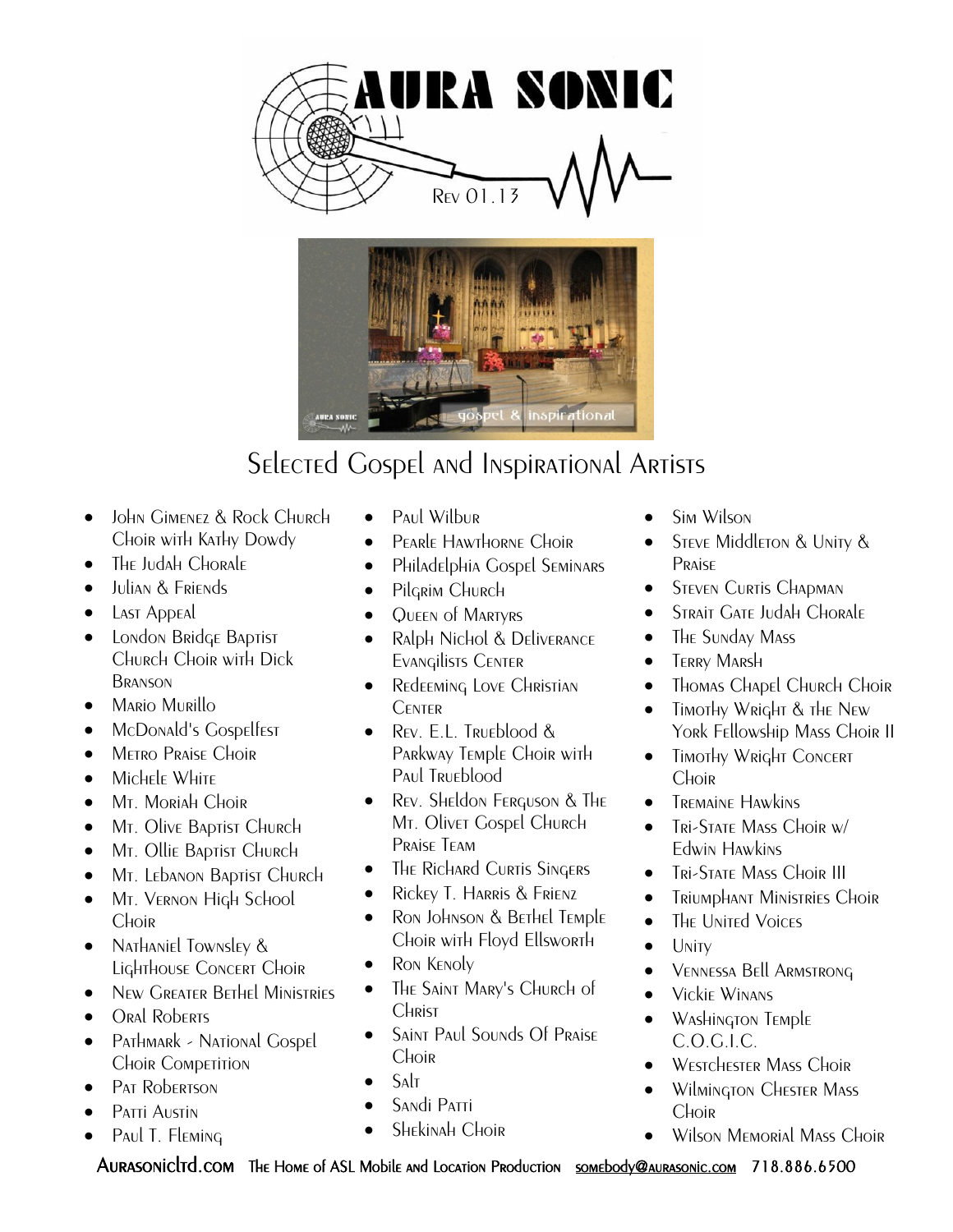# AURA SONIC

Rev 01.13

## Selected Gospel and Inspirational Artists

- John Gimenez & Rock Church Choir with Kathy Dowdy
- The Judah Chorale
- Julian & Friends
- Last Appeal
- London Bridge Baptist Church Choir with Dick Branson
- Mario Murillo
- McDonald's Gospelfest
- Metro Praise Choir
- Michele White
- Mt. Moriah Choir
- Mt. Olive Baptist Church
- Mt. Ollie Baptist Church
- Mt. Lebanon Baptist Church
- Mt. Vernon High School Choir
- Nathaniel Townsley & Lighthouse Concert Choir
- New Greater Bethel Ministries
- Oral Roberts
- Pathmark - National Gospel Choir Competition
- Pat Robertson
- Patti Austin
- Paul T. Fleming
- Paul Wilbur
- Pearle Hawthorne Choir
- Philadelphia Gospel Seminars
- Pilgrim Church
- Queen of Martyrs
- Ralph Nichol & Deliverance Evangilists Center
- Redeeming Love Christian Center
- Rev. E.L. Trueblood & Parkway Temple Choir with Paul Trueblood
- Rev. Sheldon Ferguson & The Mt. Olivet Gospel Church Praise Team
- The Richard Curtis Singers
- Rickey T. Harris & Frienz
- Ron Johnson & Bethel Temple Choir with Floyd Ellsworth
- Ron Kenoly
- The Saint Mary's Church of Christ
- Saint Paul Sounds Of Praise Choir
- Salt
- Sandi Patti
- Shekinah Choir
- Sim Wilson
- Steve Middleton & Unity & Praise
- Steven Curtis Chapman
- Strait Gate Judah Chorale
- The Sunday Mass
- Terry Marsh
- Thomas Chapel Church Choir
- Timothy Wright & the New York Fellowship Mass Choir II
- Timothy Wright Concert Choir
- Tremaine Hawkins
- Tri-State Mass Choir w/ Edwin Hawkins
- Tri-State Mass Choir III
- Triumphant Ministries Choir
- The United Voices
- Unity
- Vennessa Bell Armstrong
- Vickie Winans
- Washington Temple C.O.G.I.C.
- Westchester Mass Choir
- Wilmington Chester Mass Choir
- Wilson Memorial Mass Choir

Aurasonicltd.com The Home of ASL Mobile and Location Production somebody@aurasonic.com 718.886.6500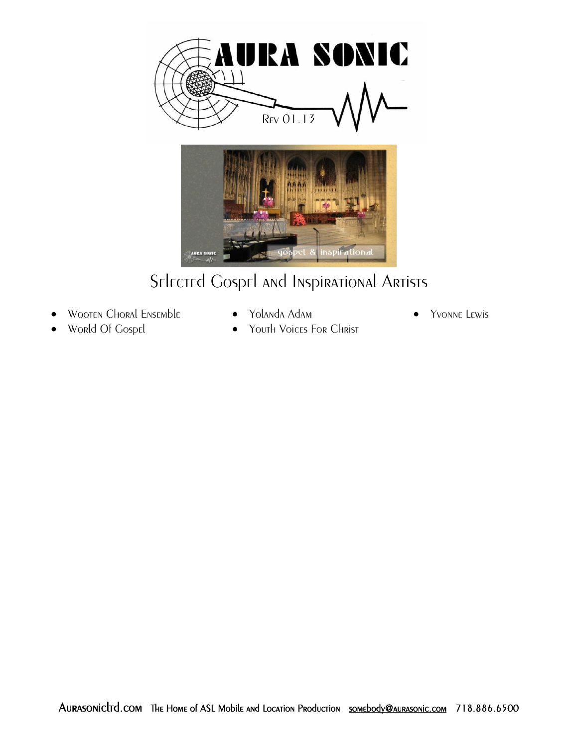Aura Sonic

Rev 01.13

# Selected Gospel and Inspirational Artists

- Wooten Choral Ensemble
- World Of Gospel
- Yolanda Adam
- Youth Voices For Christ
- Yvonne Lewis

Aurasonicltd.com The Home of ASL Mobile and Location Production somebody@aurasonic.com 718.886.6500